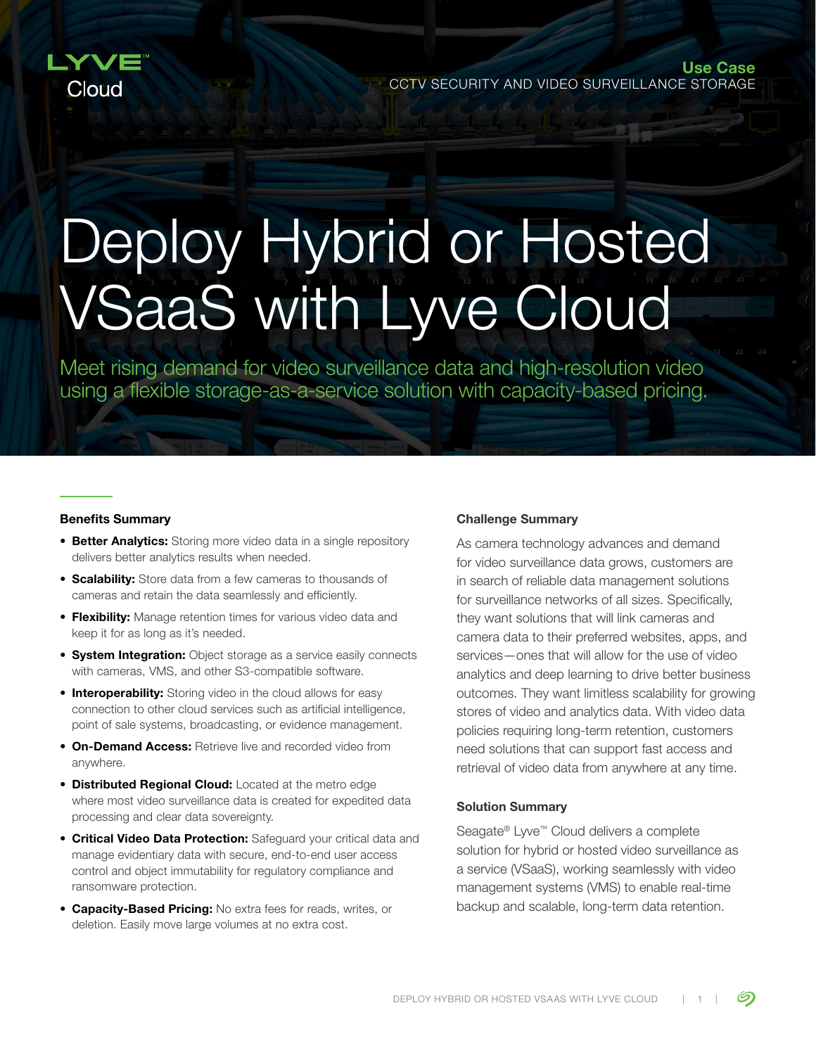LYVE™ Cloud

**Use Case**
CCTV SECURITY AND VIDEO SURVEILLANCE STORAGE

# Deploy Hybrid or Hosted VSaaS with Lyve Cloud

Meet rising demand for video surveillance data and high-resolution video using a flexible storage-as-a-service solution with capacity-based pricing.

### Benefits Summary

- **Better Analytics:** Storing more video data in a single repository delivers better analytics results when needed.
- **Scalability:** Store data from a few cameras to thousands of cameras and retain the data seamlessly and efficiently.
- **Flexibility:** Manage retention times for various video data and keep it for as long as it's needed.
- **System Integration:** Object storage as a service easily connects with cameras, VMS, and other S3-compatible software.
- **Interoperability:** Storing video in the cloud allows for easy connection to other cloud services such as artificial intelligence, point of sale systems, broadcasting, or evidence management.
- **On-Demand Access:** Retrieve live and recorded video from anywhere.
- **Distributed Regional Cloud:** Located at the metro edge where most video surveillance data is created for expedited data processing and clear data sovereignty.
- **Critical Video Data Protection:** Safeguard your critical data and manage evidentiary data with secure, end-to-end user access control and object immutability for regulatory compliance and ransomware protection.
- **Capacity-Based Pricing:** No extra fees for reads, writes, or deletion. Easily move large volumes at no extra cost.

### Challenge Summary

As camera technology advances and demand for video surveillance data grows, customers are in search of reliable data management solutions for surveillance networks of all sizes. Specifically, they want solutions that will link cameras and camera data to their preferred websites, apps, and services—ones that will allow for the use of video analytics and deep learning to drive better business outcomes. They want limitless scalability for growing stores of video and analytics data. With video data policies requiring long-term retention, customers need solutions that can support fast access and retrieval of video data from anywhere at any time.

### Solution Summary

Seagate® Lyve™ Cloud delivers a complete solution for hybrid or hosted video surveillance as a service (VSaaS), working seamlessly with video management systems (VMS) to enable real-time backup and scalable, long-term data retention.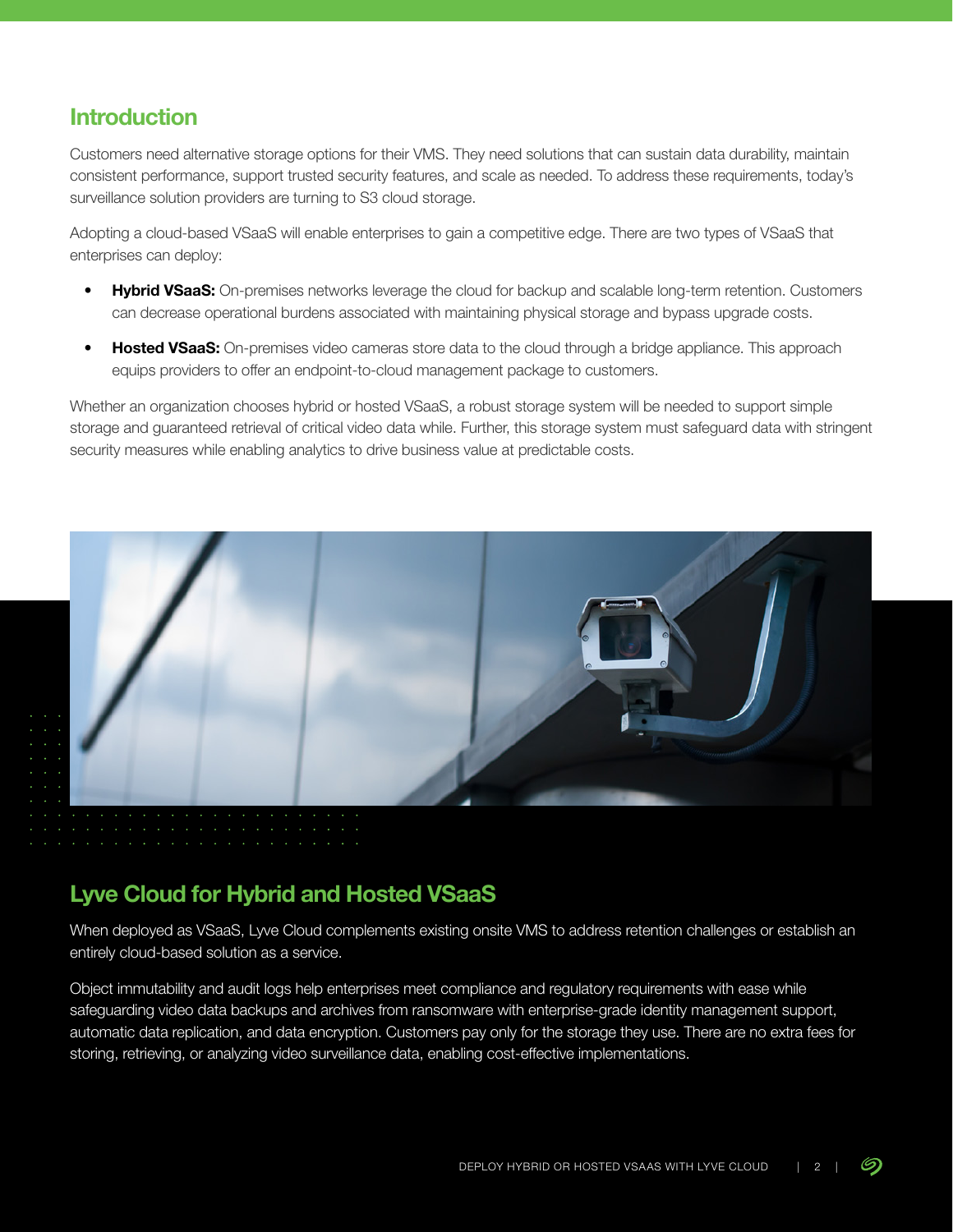## Introduction

Customers need alternative storage options for their VMS. They need solutions that can sustain data durability, maintain consistent performance, support trusted security features, and scale as needed. To address these requirements, today's surveillance solution providers are turning to S3 cloud storage.

Adopting a cloud-based VSaaS will enable enterprises to gain a competitive edge. There are two types of VSaaS that enterprises can deploy:

- **Hybrid VSaaS:** On-premises networks leverage the cloud for backup and scalable long-term retention. Customers can decrease operational burdens associated with maintaining physical storage and bypass upgrade costs.
- **Hosted VSaaS:** On-premises video cameras store data to the cloud through a bridge appliance. This approach equips providers to offer an endpoint-to-cloud management package to customers.

Whether an organization chooses hybrid or hosted VSaaS, a robust storage system will be needed to support simple storage and guaranteed retrieval of critical video data while. Further, this storage system must safeguard data with stringent security measures while enabling analytics to drive business value at predictable costs.

## Lyve Cloud for Hybrid and Hosted VSaaS

When deployed as VSaaS, Lyve Cloud complements existing onsite VMS to address retention challenges or establish an entirely cloud-based solution as a service.

Object immutability and audit logs help enterprises meet compliance and regulatory requirements with ease while safeguarding video data backups and archives from ransomware with enterprise-grade identity management support, automatic data replication, and data encryption. Customers pay only for the storage they use. There are no extra fees for storing, retrieving, or analyzing video surveillance data, enabling cost-effective implementations.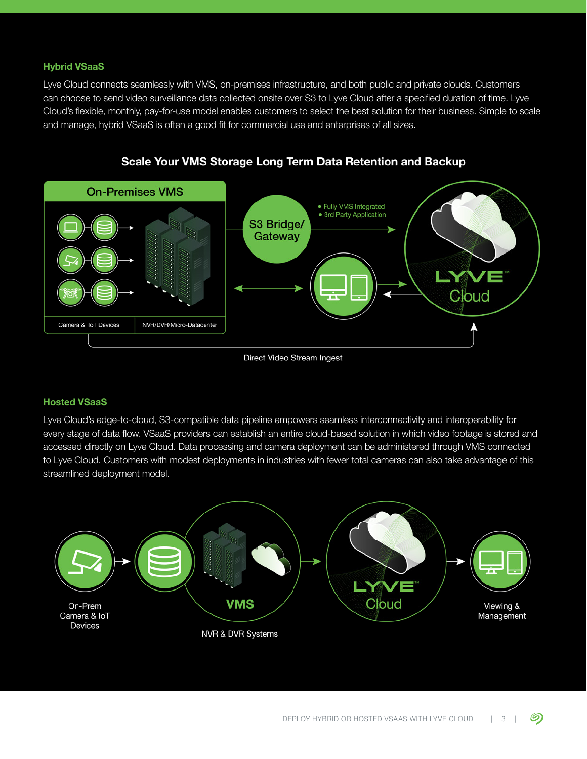## Hybrid VSaaS

Lyve Cloud connects seamlessly with VMS, on-premises infrastructure, and both public and private clouds. Customers can choose to send video surveillance data collected onsite over S3 to Lyve Cloud after a specified duration of time. Lyve Cloud's flexible, monthly, pay-for-use model enables customers to select the best solution for their business. Simple to scale and manage, hybrid VSaaS is often a good fit for commercial use and enterprises of all sizes.

### Scale Your VMS Storage Long Term Data Retention and Backup

On-Premises VMS

Camera & IoT Devices

NVR/DVR/Micro-Datacenter

S3 Bridge/ Gateway

- Fully VMS Integrated
- 3rd Party Application

LYVE™ Cloud

Direct Video Stream Ingest

## Hosted VSaaS

Lyve Cloud's edge-to-cloud, S3-compatible data pipeline empowers seamless interconnectivity and interoperability for every stage of data flow. VSaaS providers can establish an entire cloud-based solution in which video footage is stored and accessed directly on Lyve Cloud. Data processing and camera deployment can be administered through VMS connected to Lyve Cloud. Customers with modest deployments in industries with fewer total cameras can also take advantage of this streamlined deployment model.

On-Prem Camera & IoT Devices

VMS

NVR & DVR Systems

LYVE™ Cloud

Viewing & Management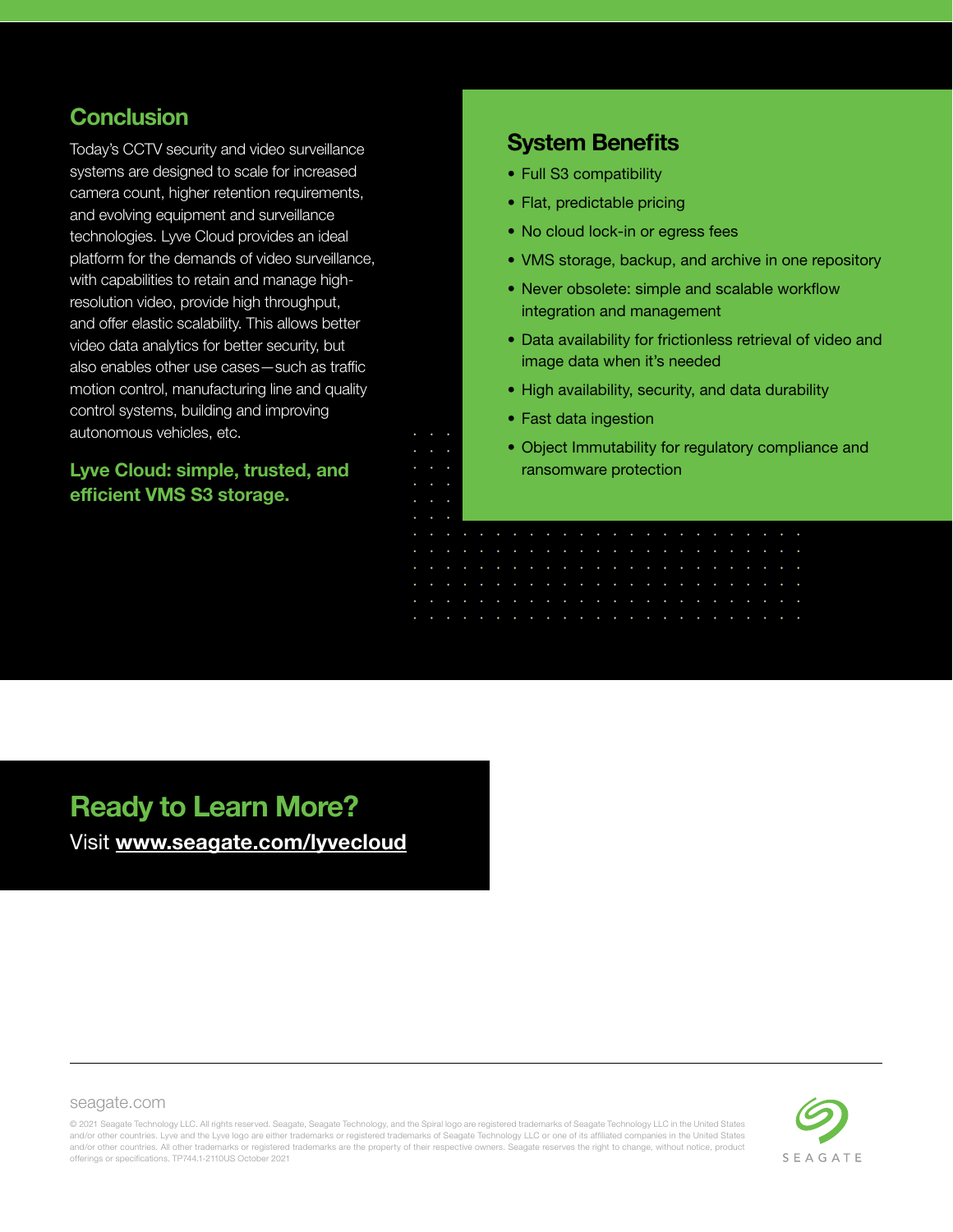## Conclusion

Today's CCTV security and video surveillance systems are designed to scale for increased camera count, higher retention requirements, and evolving equipment and surveillance technologies. Lyve Cloud provides an ideal platform for the demands of video surveillance, with capabilities to retain and manage high-resolution video, provide high throughput, and offer elastic scalability. This allows better video data analytics for better security, but also enables other use cases—such as traffic motion control, manufacturing line and quality control systems, building and improving autonomous vehicles, etc.

**Lyve Cloud: simple, trusted, and efficient VMS S3 storage.**

## System Benefits

- Full S3 compatibility
- Flat, predictable pricing
- No cloud lock-in or egress fees
- VMS storage, backup, and archive in one repository
- Never obsolete: simple and scalable workflow integration and management
- Data availability for frictionless retrieval of video and image data when it's needed
- High availability, security, and data durability
- Fast data ingestion
- Object Immutability for regulatory compliance and ransomware protection

## Ready to Learn More?

Visit **www.seagate.com/lyvecloud**

seagate.com

© 2021 Seagate Technology LLC. All rights reserved. Seagate, Seagate Technology, and the Spiral logo are registered trademarks of Seagate Technology LLC in the United States and/or other countries. Lyve and the Lyve logo are either trademarks or registered trademarks of Seagate Technology LLC or one of its affiliated companies in the United States and/or other countries. All other trademarks or registered trademarks are the property of their respective owners. Seagate reserves the right to change, without notice, product offerings or specifications. TP744.1-2110US October 2021

SEAGATE